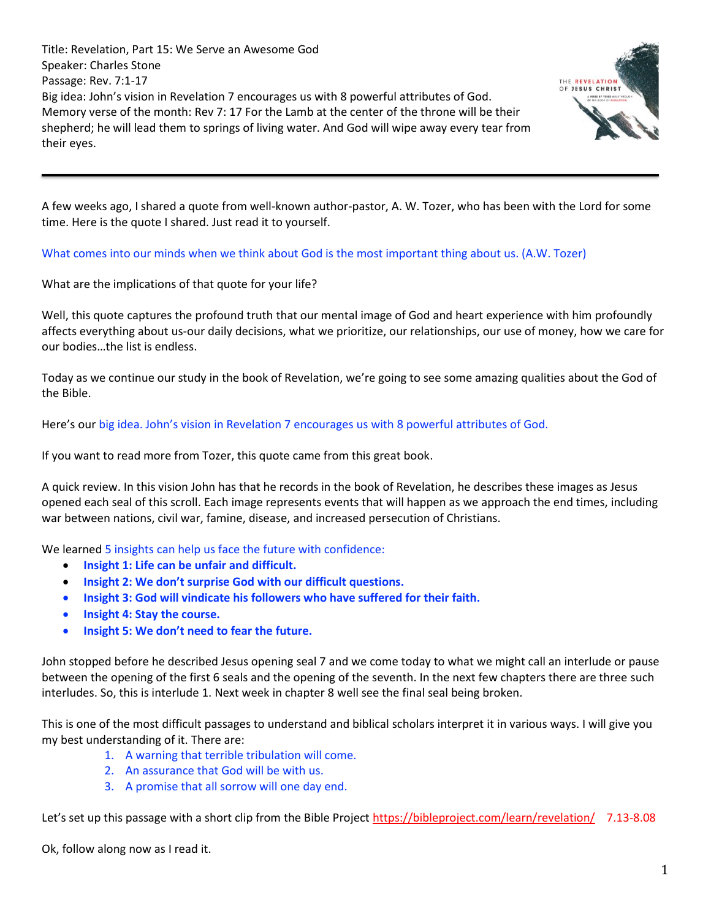Title: Revelation, Part 15: We Serve an Awesome God
Speaker: Charles Stone
Passage: Rev. 7:1-17
Big idea: John's vision in Revelation 7 encourages us with 8 powerful attributes of God.
Memory verse of the month: Rev 7: 17 For the Lamb at the center of the throne will be their shepherd; he will lead them to springs of living water. And God will wipe away every tear from their eyes.

---

A few weeks ago, I shared a quote from well-known author-pastor, A. W. Tozer, who has been with the Lord for some time. Here is the quote I shared. Just read it to yourself.

What comes into our minds when we think about God is the most important thing about us. (A.W. Tozer)

What are the implications of that quote for your life?

Well, this quote captures the profound truth that our mental image of God and heart experience with him profoundly affects everything about us-our daily decisions, what we prioritize, our relationships, our use of money, how we care for our bodies…the list is endless.

Today as we continue our study in the book of Revelation, we're going to see some amazing qualities about the God of the Bible.

Here's our big idea. John's vision in Revelation 7 encourages us with 8 powerful attributes of God.

If you want to read more from Tozer, this quote came from this great book.

A quick review. In this vision John has that he records in the book of Revelation, he describes these images as Jesus opened each seal of this scroll. Each image represents events that will happen as we approach the end times, including war between nations, civil war, famine, disease, and increased persecution of Christians.

We learned 5 insights can help us face the future with confidence:

- **Insight 1: Life can be unfair and difficult.**
- **Insight 2: We don't surprise God with our difficult questions.**
- **Insight 3: God will vindicate his followers who have suffered for their faith.**
- **Insight 4: Stay the course.**
- **Insight 5: We don't need to fear the future.**

John stopped before he described Jesus opening seal 7 and we come today to what we might call an interlude or pause between the opening of the first 6 seals and the opening of the seventh. In the next few chapters there are three such interludes. So, this is interlude 1. Next week in chapter 8 well see the final seal being broken.

This is one of the most difficult passages to understand and biblical scholars interpret it in various ways. I will give you my best understanding of it. There are:

1. A warning that terrible tribulation will come.
2. An assurance that God will be with us.
3. A promise that all sorrow will one day end.

Let's set up this passage with a short clip from the Bible Project https://bibleproject.com/learn/revelation/ 7.13-8.08

Ok, follow along now as I read it.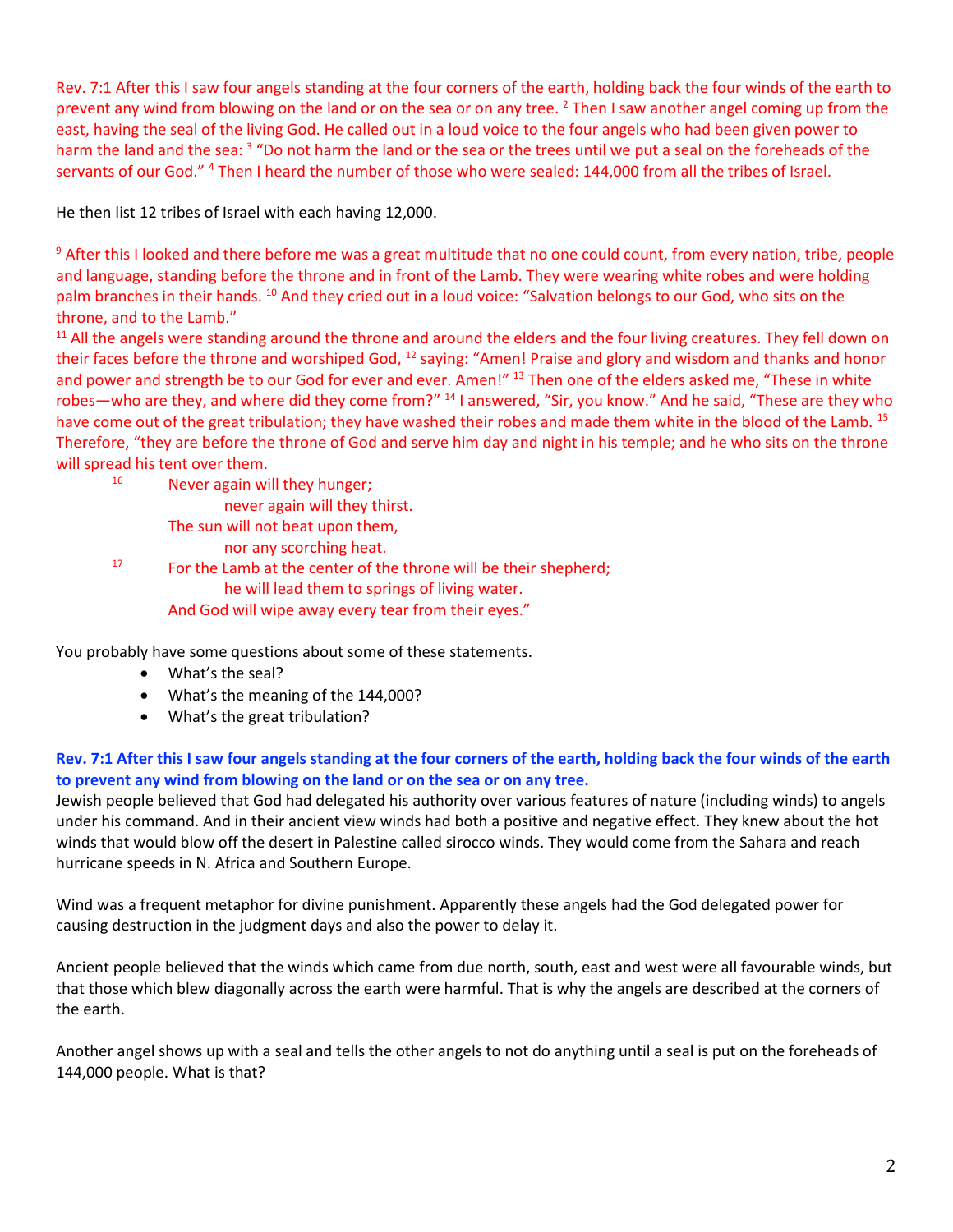Rev. 7:1 After this I saw four angels standing at the four corners of the earth, holding back the four winds of the earth to prevent any wind from blowing on the land or on the sea or on any tree. [2] Then I saw another angel coming up from the east, having the seal of the living God. He called out in a loud voice to the four angels who had been given power to harm the land and the sea: [3] "Do not harm the land or the sea or the trees until we put a seal on the foreheads of the servants of our God." [4] Then I heard the number of those who were sealed: 144,000 from all the tribes of Israel.

He then list 12 tribes of Israel with each having 12,000.

[9] After this I looked and there before me was a great multitude that no one could count, from every nation, tribe, people and language, standing before the throne and in front of the Lamb. They were wearing white robes and were holding palm branches in their hands. [10] And they cried out in a loud voice: "Salvation belongs to our God, who sits on the throne, and to the Lamb."
[11] All the angels were standing around the throne and around the elders and the four living creatures. They fell down on their faces before the throne and worshiped God, [12] saying: "Amen! Praise and glory and wisdom and thanks and honor and power and strength be to our God for ever and ever. Amen!" [13] Then one of the elders asked me, "These in white robes—who are they, and where did they come from?" [14] I answered, "Sir, you know." And he said, "These are they who have come out of the great tribulation; they have washed their robes and made them white in the blood of the Lamb. [15] Therefore, "they are before the throne of God and serve him day and night in his temple; and he who sits on the throne will spread his tent over them.

[16] Never again will they hunger;
  never again will they thirst.
The sun will not beat upon them,
  nor any scorching heat.
[17] For the Lamb at the center of the throne will be their shepherd;
  he will lead them to springs of living water.
And God will wipe away every tear from their eyes."

You probably have some questions about some of these statements.

- What's the seal?
- What's the meaning of the 144,000?
- What's the great tribulation?

**Rev. 7:1 After this I saw four angels standing at the four corners of the earth, holding back the four winds of the earth to prevent any wind from blowing on the land or on the sea or on any tree.**

Jewish people believed that God had delegated his authority over various features of nature (including winds) to angels under his command. And in their ancient view winds had both a positive and negative effect. They knew about the hot winds that would blow off the desert in Palestine called sirocco winds. They would come from the Sahara and reach hurricane speeds in N. Africa and Southern Europe.

Wind was a frequent metaphor for divine punishment. Apparently these angels had the God delegated power for causing destruction in the judgment days and also the power to delay it.

Ancient people believed that the winds which came from due north, south, east and west were all favourable winds, but that those which blew diagonally across the earth were harmful. That is why the angels are described at the corners of the earth.

Another angel shows up with a seal and tells the other angels to not do anything until a seal is put on the foreheads of 144,000 people. What is that?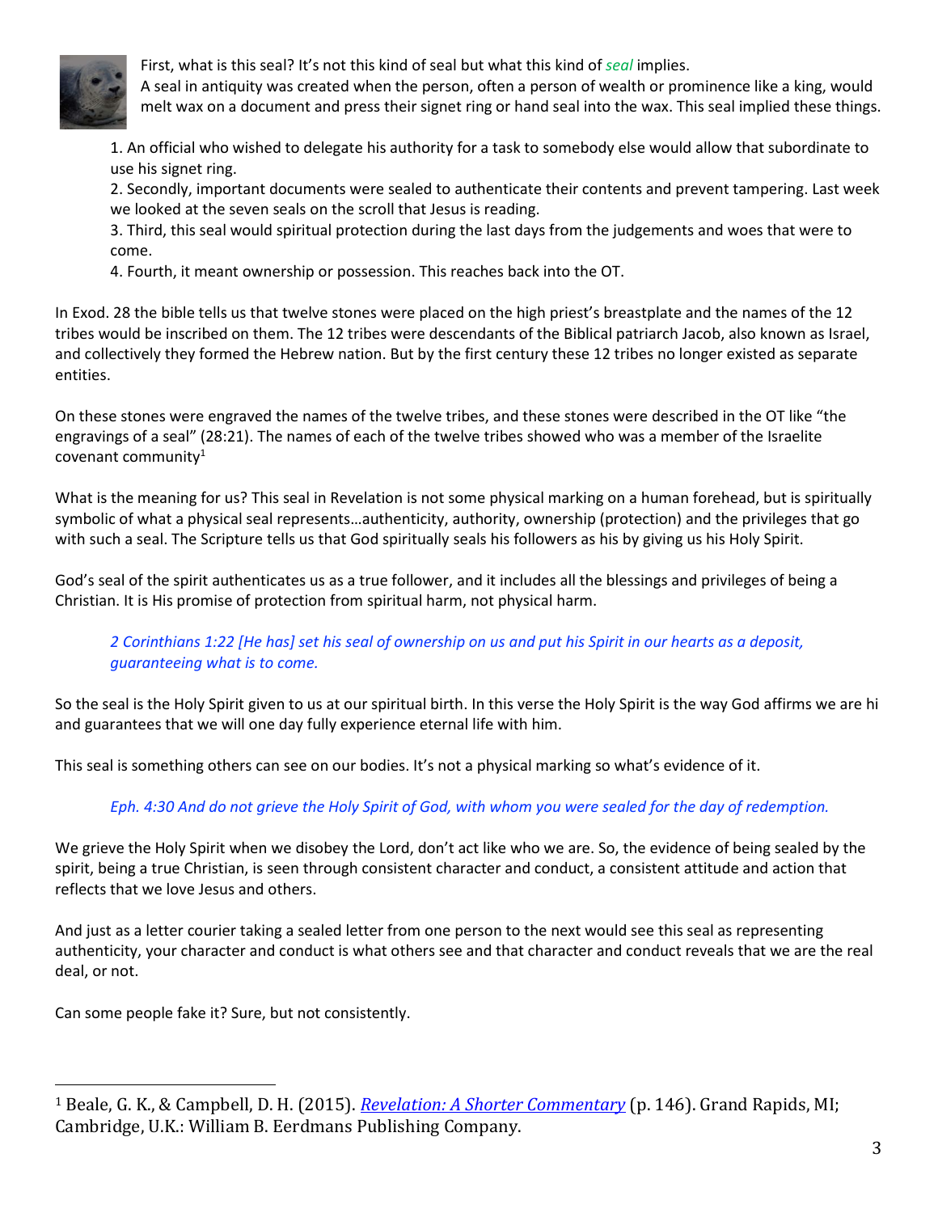First, what is this seal? It's not this kind of seal but what this kind of *seal* implies.
A seal in antiquity was created when the person, often a person of wealth or prominence like a king, would melt wax on a document and press their signet ring or hand seal into the wax. This seal implied these things.

1. An official who wished to delegate his authority for a task to somebody else would allow that subordinate to use his signet ring.
2. Secondly, important documents were sealed to authenticate their contents and prevent tampering. Last week we looked at the seven seals on the scroll that Jesus is reading.
3. Third, this seal would spiritual protection during the last days from the judgements and woes that were to come.
4. Fourth, it meant ownership or possession. This reaches back into the OT.

In Exod. 28 the bible tells us that twelve stones were placed on the high priest's breastplate and the names of the 12 tribes would be inscribed on them. The 12 tribes were descendants of the Biblical patriarch Jacob, also known as Israel, and collectively they formed the Hebrew nation. But by the first century these 12 tribes no longer existed as separate entities.

On these stones were engraved the names of the twelve tribes, and these stones were described in the OT like "the engravings of a seal" (28:21). The names of each of the twelve tribes showed who was a member of the Israelite covenant community[1]

What is the meaning for us? This seal in Revelation is not some physical marking on a human forehead, but is spiritually symbolic of what a physical seal represents…authenticity, authority, ownership (protection) and the privileges that go with such a seal. The Scripture tells us that God spiritually seals his followers as his by giving us his Holy Spirit.

God's seal of the spirit authenticates us as a true follower, and it includes all the blessings and privileges of being a Christian. It is His promise of protection from spiritual harm, not physical harm.

> *2 Corinthians 1:22 [He has] set his seal of ownership on us and put his Spirit in our hearts as a deposit, guaranteeing what is to come.*

So the seal is the Holy Spirit given to us at our spiritual birth. In this verse the Holy Spirit is the way God affirms we are hi and guarantees that we will one day fully experience eternal life with him.

This seal is something others can see on our bodies. It's not a physical marking so what's evidence of it.

> *Eph. 4:30 And do not grieve the Holy Spirit of God, with whom you were sealed for the day of redemption.*

We grieve the Holy Spirit when we disobey the Lord, don't act like who we are. So, the evidence of being sealed by the spirit, being a true Christian, is seen through consistent character and conduct, a consistent attitude and action that reflects that we love Jesus and others.

And just as a letter courier taking a sealed letter from one person to the next would see this seal as representing authenticity, your character and conduct is what others see and that character and conduct reveals that we are the real deal, or not.

Can some people fake it? Sure, but not consistently.

---

[1] Beale, G. K., & Campbell, D. H. (2015). *Revelation: A Shorter Commentary* (p. 146). Grand Rapids, MI; Cambridge, U.K.: William B. Eerdmans Publishing Company.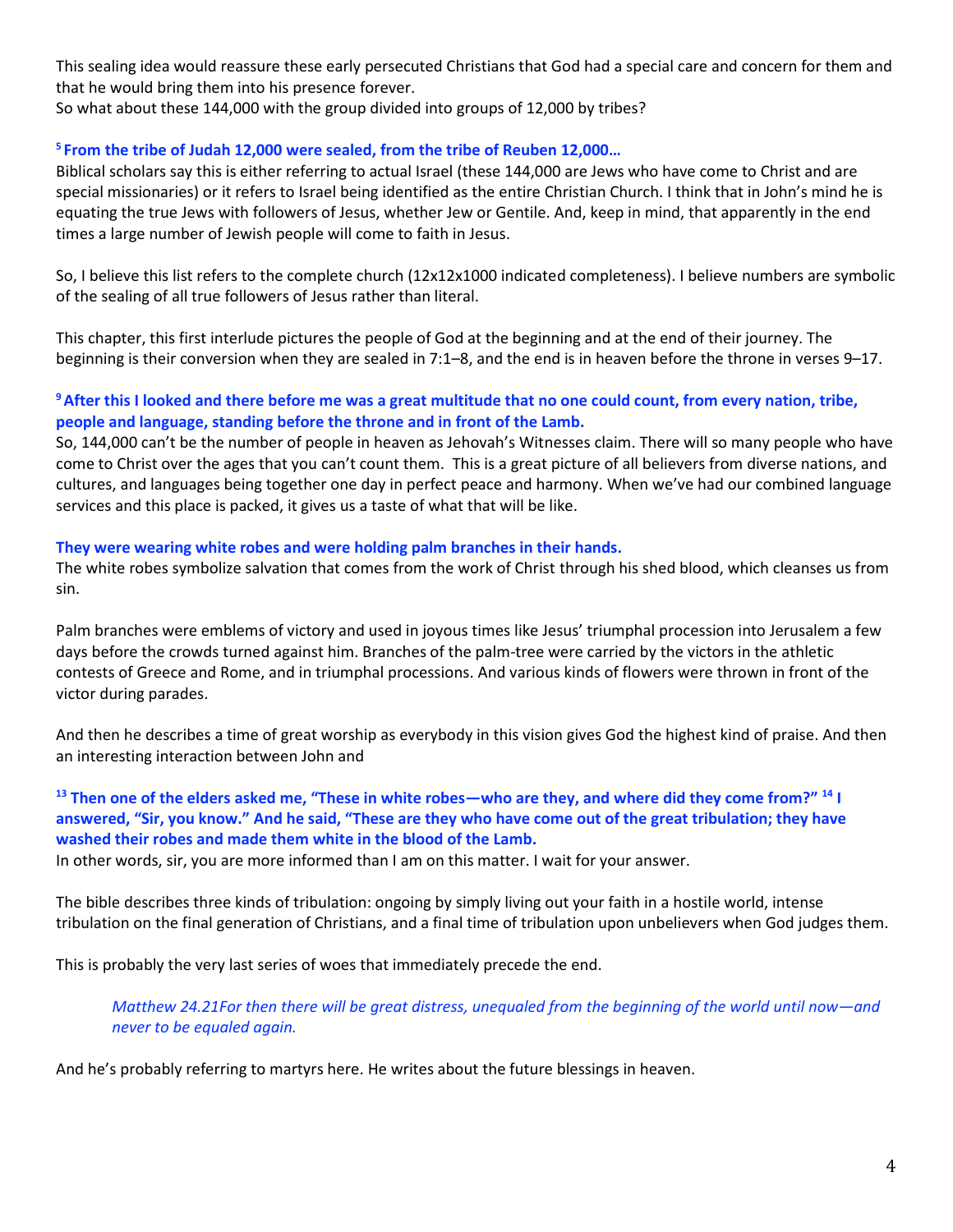This sealing idea would reassure these early persecuted Christians that God had a special care and concern for them and that he would bring them into his presence forever.
So what about these 144,000 with the group divided into groups of 12,000 by tribes?

**[5] From the tribe of Judah 12,000 were sealed, from the tribe of Reuben 12,000…**
Biblical scholars say this is either referring to actual Israel (these 144,000 are Jews who have come to Christ and are special missionaries) or it refers to Israel being identified as the entire Christian Church. I think that in John's mind he is equating the true Jews with followers of Jesus, whether Jew or Gentile. And, keep in mind, that apparently in the end times a large number of Jewish people will come to faith in Jesus.

So, I believe this list refers to the complete church (12x12x1000 indicated completeness). I believe numbers are symbolic of the sealing of all true followers of Jesus rather than literal.

This chapter, this first interlude pictures the people of God at the beginning and at the end of their journey. The beginning is their conversion when they are sealed in 7:1–8, and the end is in heaven before the throne in verses 9–17.

**[9] After this I looked and there before me was a great multitude that no one could count, from every nation, tribe, people and language, standing before the throne and in front of the Lamb.**
So, 144,000 can't be the number of people in heaven as Jehovah's Witnesses claim. There will so many people who have come to Christ over the ages that you can't count them. This is a great picture of all believers from diverse nations, and cultures, and languages being together one day in perfect peace and harmony. When we've had our combined language services and this place is packed, it gives us a taste of what that will be like.

**They were wearing white robes and were holding palm branches in their hands.**
The white robes symbolize salvation that comes from the work of Christ through his shed blood, which cleanses us from sin.

Palm branches were emblems of victory and used in joyous times like Jesus' triumphal procession into Jerusalem a few days before the crowds turned against him. Branches of the palm-tree were carried by the victors in the athletic contests of Greece and Rome, and in triumphal processions. And various kinds of flowers were thrown in front of the victor during parades.

And then he describes a time of great worship as everybody in this vision gives God the highest kind of praise. And then an interesting interaction between John and

**[13] Then one of the elders asked me, "These in white robes—who are they, and where did they come from?" [14] I answered, "Sir, you know." And he said, "These are they who have come out of the great tribulation; they have washed their robes and made them white in the blood of the Lamb.**
In other words, sir, you are more informed than I am on this matter. I wait for your answer.

The bible describes three kinds of tribulation: ongoing by simply living out your faith in a hostile world, intense tribulation on the final generation of Christians, and a final time of tribulation upon unbelievers when God judges them.

This is probably the very last series of woes that immediately precede the end.

> *Matthew 24.21For then there will be great distress, unequaled from the beginning of the world until now—and never to be equaled again.*

And he's probably referring to martyrs here. He writes about the future blessings in heaven.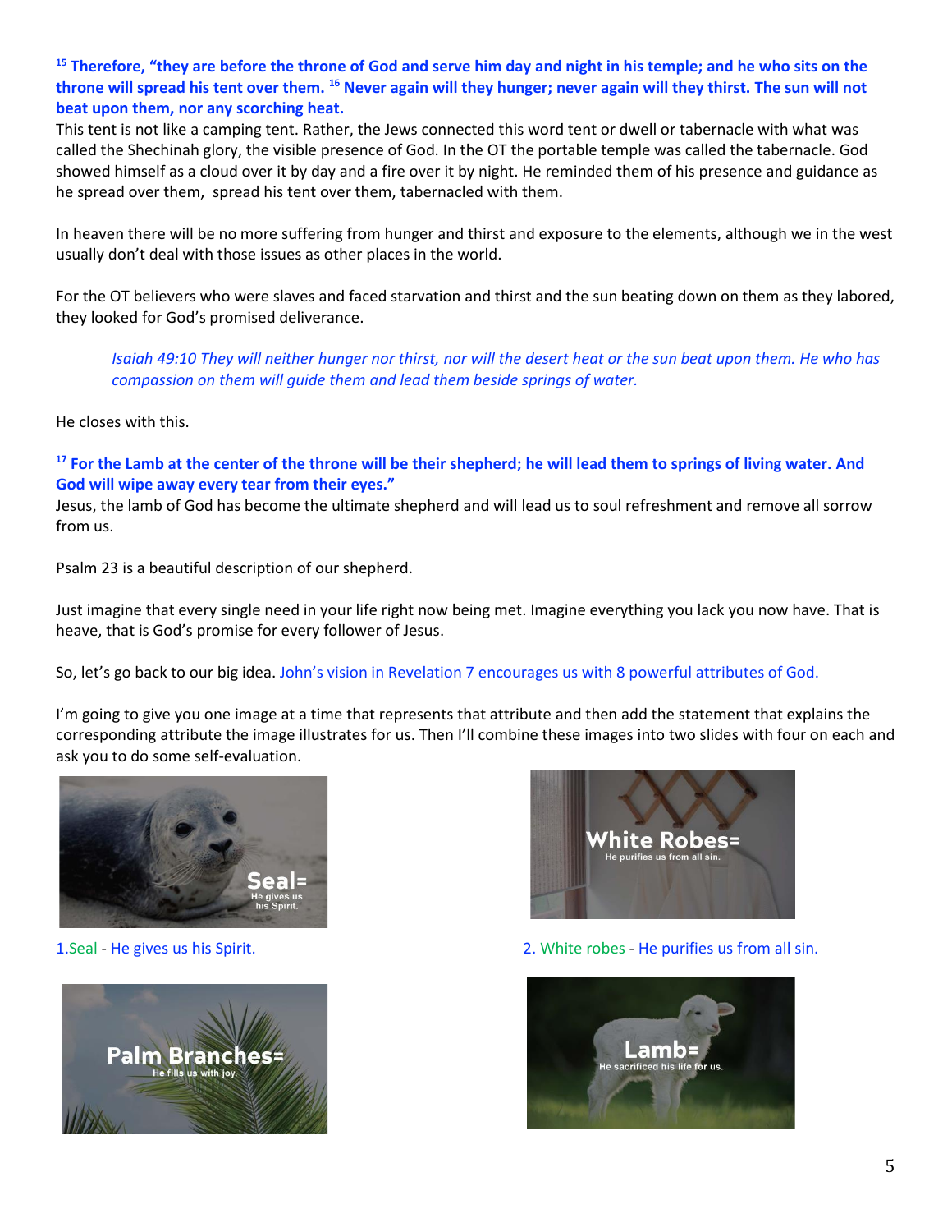**[15] Therefore, "they are before the throne of God and serve him day and night in his temple; and he who sits on the throne will spread his tent over them. [16] Never again will they hunger; never again will they thirst. The sun will not beat upon them, nor any scorching heat.**

This tent is not like a camping tent. Rather, the Jews connected this word tent or dwell or tabernacle with what was called the Shechinah glory, the visible presence of God. In the OT the portable temple was called the tabernacle. God showed himself as a cloud over it by day and a fire over it by night. He reminded them of his presence and guidance as he spread over them, spread his tent over them, tabernacled with them.

In heaven there will be no more suffering from hunger and thirst and exposure to the elements, although we in the west usually don't deal with those issues as other places in the world.

For the OT believers who were slaves and faced starvation and thirst and the sun beating down on them as they labored, they looked for God's promised deliverance.

> *Isaiah 49:10 They will neither hunger nor thirst, nor will the desert heat or the sun beat upon them. He who has compassion on them will guide them and lead them beside springs of water.*

He closes with this.

**[17] For the Lamb at the center of the throne will be their shepherd; he will lead them to springs of living water. And God will wipe away every tear from their eyes."**

Jesus, the lamb of God has become the ultimate shepherd and will lead us to soul refreshment and remove all sorrow from us.

Psalm 23 is a beautiful description of our shepherd.

Just imagine that every single need in your life right now being met. Imagine everything you lack you now have. That is heave, that is God's promise for every follower of Jesus.

So, let's go back to our big idea. John's vision in Revelation 7 encourages us with 8 powerful attributes of God.

I'm going to give you one image at a time that represents that attribute and then add the statement that explains the corresponding attribute the image illustrates for us. Then I'll combine these images into two slides with four on each and ask you to do some self-evaluation.

Seal= He gives us his Spirit.

1.Seal - He gives us his Spirit.

White Robes= He purifies us from all sin.

2. White robes - He purifies us from all sin.

Palm Branches= He fills us with joy.

Lamb= He sacrificed his life for us.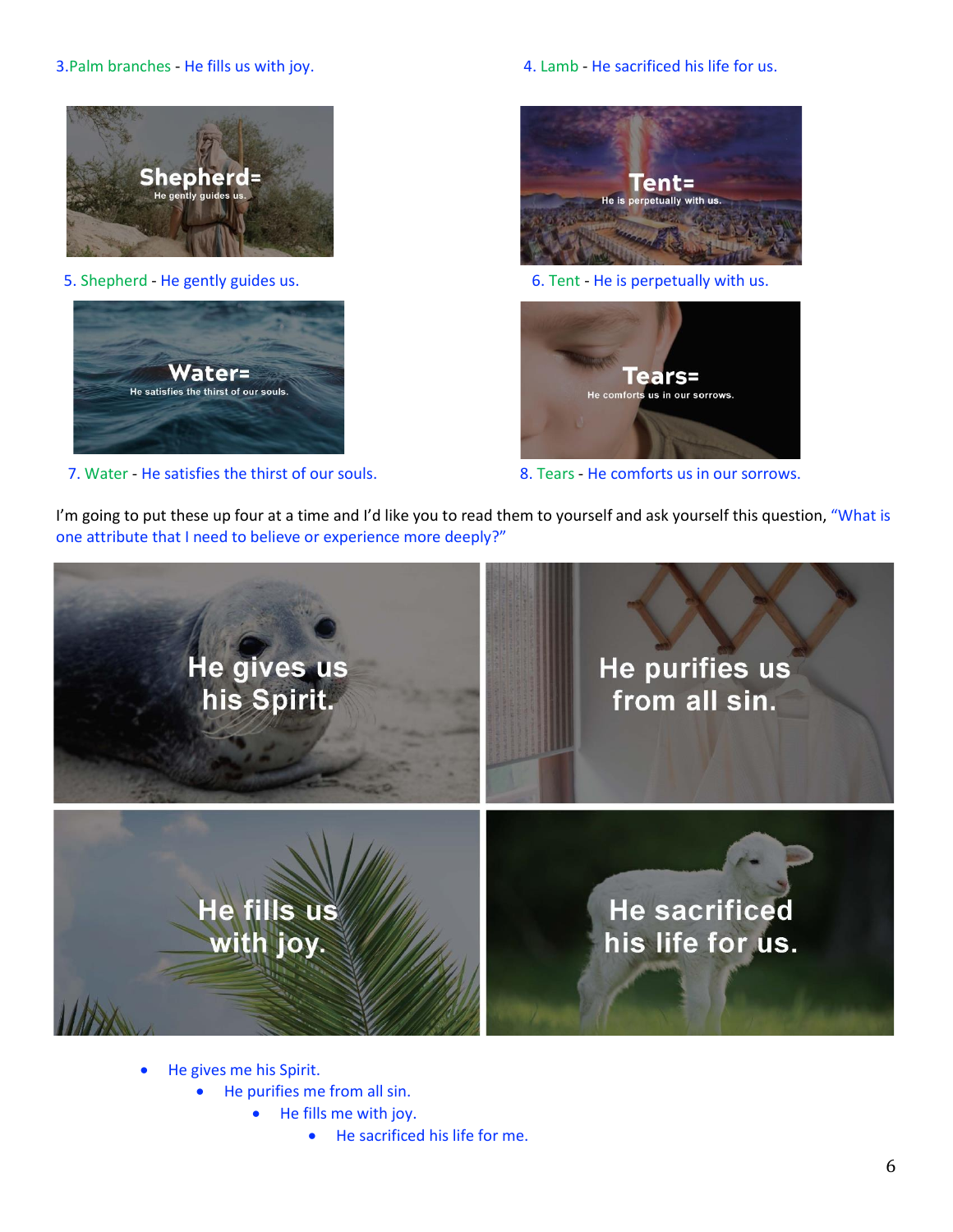3.Palm branches - He fills us with joy.

4. Lamb - He sacrificed his life for us.

5. Shepherd - He gently guides us.

6. Tent - He is perpetually with us.

7. Water - He satisfies the thirst of our souls.

8. Tears - He comforts us in our sorrows.

I'm going to put these up four at a time and I'd like you to read them to yourself and ask yourself this question, "What is one attribute that I need to believe or experience more deeply?"

- He gives me his Spirit.
    - He purifies me from all sin.
        - He fills me with joy.
            - He sacrificed his life for me.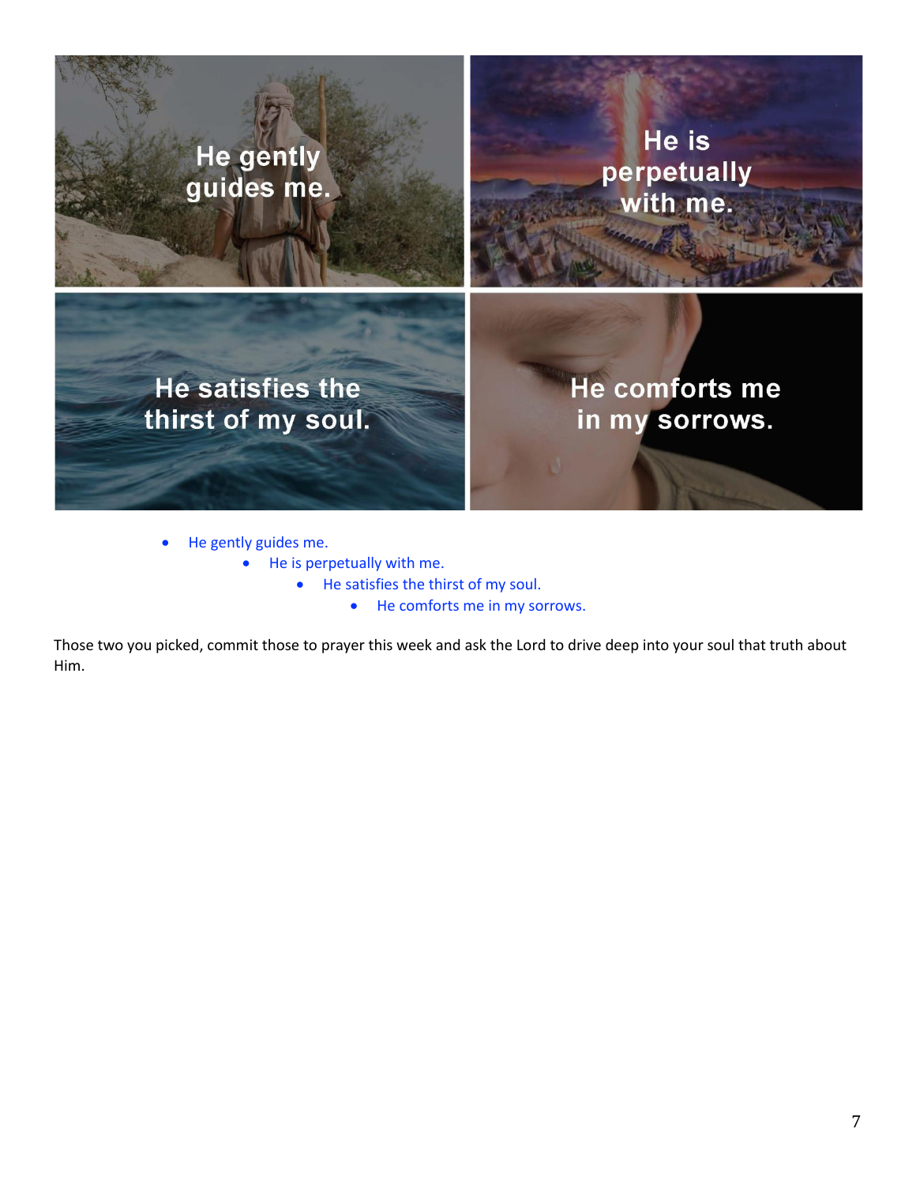- He gently guides me.
    - He is perpetually with me.
        - He satisfies the thirst of my soul.
            - He comforts me in my sorrows.

Those two you picked, commit those to prayer this week and ask the Lord to drive deep into your soul that truth about Him.